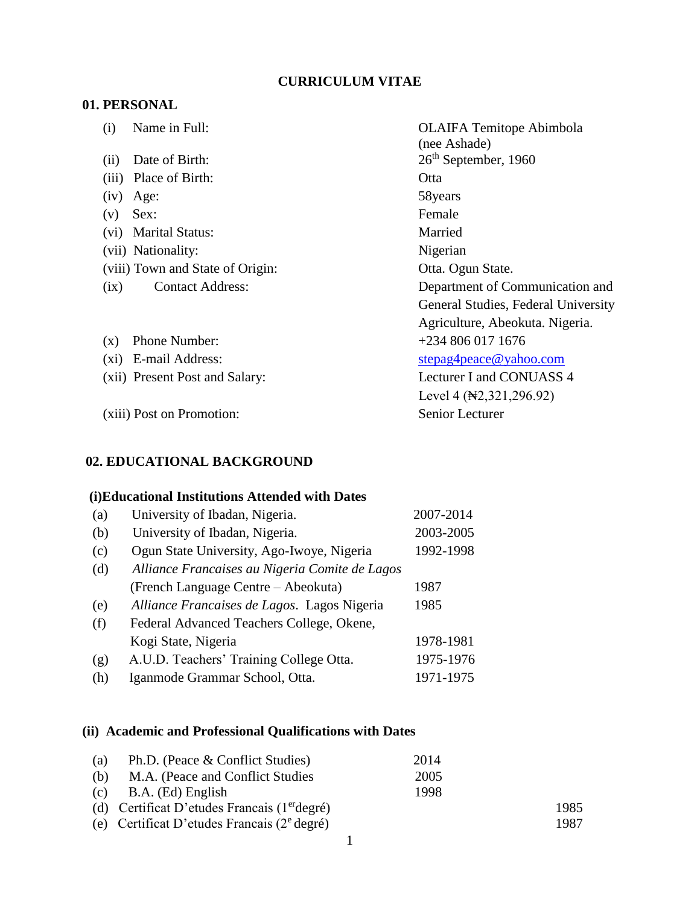# CURRICULUM VITAE

## 01. PERSONAL

| | | |
|---|---|---|
| (i) | Name in Full: | OLAIFA Temitope Abimbola (nee Ashade) |
| (ii) | Date of Birth: | 26th September, 1960 |
| (iii) | Place of Birth: | Otta |
| (iv) | Age: | 58years |
| (v) | Sex: | Female |
| (vi) | Marital Status: | Married |
| (vii) | Nationality: | Nigerian |
| (viii) | Town and State of Origin: | Otta. Ogun State. |
| (ix) | Contact Address: | Department of Communication and General Studies, Federal University Agriculture, Abeokuta. Nigeria. |
| (x) | Phone Number: | +234 806 017 1676 |
| (xi) | E-mail Address: | stepag4peace@yahoo.com |
| (xii) | Present Post and Salary: | Lecturer I and CONUASS 4 Level 4 (₦2,321,296.92) |
| (xiii) | Post on Promotion: | Senior Lecturer |

## 02. EDUCATIONAL BACKGROUND

### (i)Educational Institutions Attended with Dates

| | | |
|---|---|---|
| (a) | University of Ibadan, Nigeria. | 2007-2014 |
| (b) | University of Ibadan, Nigeria. | 2003-2005 |
| (c) | Ogun State University, Ago-Iwoye, Nigeria | 1992-1998 |
| (d) | *Alliance Francaises au Nigeria Comite de Lagos* (French Language Centre – Abeokuta) | 1987 |
| (e) | *Alliance Francaises de Lagos*. Lagos Nigeria | 1985 |
| (f) | Federal Advanced Teachers College, Okene, Kogi State, Nigeria | 1978-1981 |
| (g) | A.U.D. Teachers' Training College Otta. | 1975-1976 |
| (h) | Iganmode Grammar School, Otta. | 1971-1975 |

### (ii) Academic and Professional Qualifications with Dates

| | | |
|---|---|---|
| (a) | Ph.D. (Peace & Conflict Studies) | 2014 |
| (b) | M.A. (Peace and Conflict Studies | 2005 |
| (c) | B.A. (Ed) English | 1998 |
| (d) | Certificat D'etudes Francais (1er degré) | 1985 |
| (e) | Certificat D'etudes Francais (2e degré) | 1987 |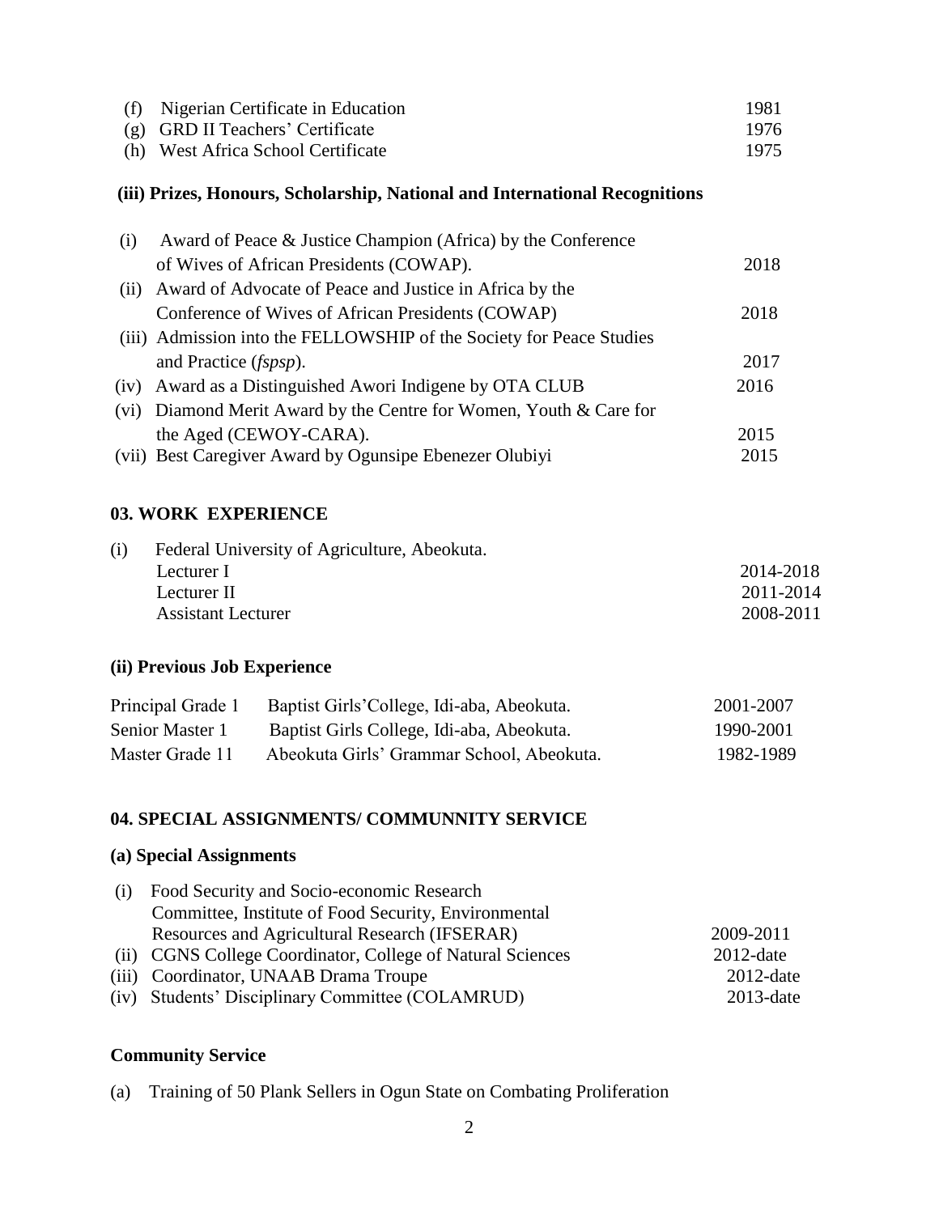(f) Nigerian Certificate in Education 1981
(g) GRD II Teachers' Certificate 1976
(h) West Africa School Certificate 1975

**(iii) Prizes, Honours, Scholarship, National and International Recognitions**

(i) Award of Peace & Justice Champion (Africa) by the Conference of Wives of African Presidents (COWAP). 2018
(ii) Award of Advocate of Peace and Justice in Africa by the Conference of Wives of African Presidents (COWAP) 2018
(iii) Admission into the FELLOWSHIP of the Society for Peace Studies and Practice (*fspsp*). 2017
(iv) Award as a Distinguished Awori Indigene by OTA CLUB 2016
(vi) Diamond Merit Award by the Centre for Women, Youth & Care for the Aged (CEWOY-CARA). 2015
(vii) Best Caregiver Award by Ogunsipe Ebenezer Olubiyi 2015

## 03. WORK EXPERIENCE

(i) Federal University of Agriculture, Abeokuta.

| | |
|---|---|
| Lecturer I | 2014-2018 |
| Lecturer II | 2011-2014 |
| Assistant Lecturer | 2008-2011 |

**(ii) Previous Job Experience**

| | | |
|---|---|---|
| Principal Grade 1 | Baptist Girls'College, Idi-aba, Abeokuta. | 2001-2007 |
| Senior Master 1 | Baptist Girls College, Idi-aba, Abeokuta. | 1990-2001 |
| Master Grade 11 | Abeokuta Girls' Grammar School, Abeokuta. | 1982-1989 |

## 04. SPECIAL ASSIGNMENTS/ COMMUNNITY SERVICE

**(a) Special Assignments**

(i) Food Security and Socio-economic Research Committee, Institute of Food Security, Environmental Resources and Agricultural Research (IFSERAR) 2009-2011
(ii) CGNS College Coordinator, College of Natural Sciences 2012-date
(iii) Coordinator, UNAAB Drama Troupe 2012-date
(iv) Students' Disciplinary Committee (COLAMRUD) 2013-date

**Community Service**

(a) Training of 50 Plank Sellers in Ogun State on Combating Proliferation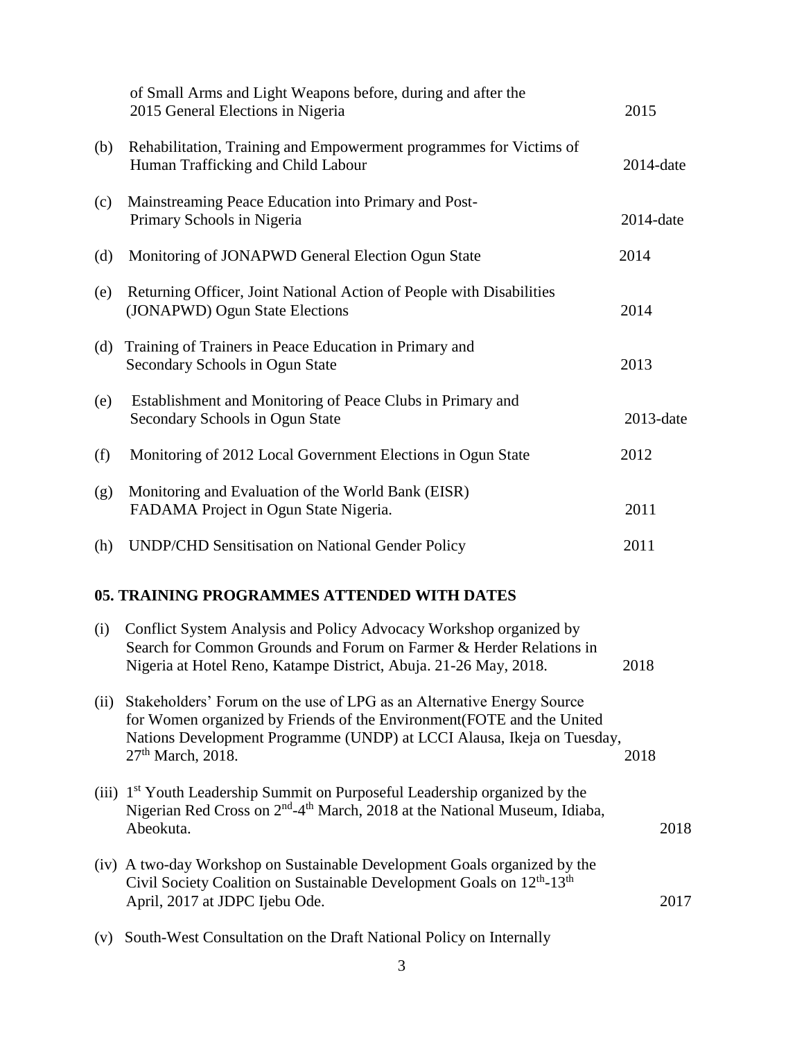of Small Arms and Light Weapons before, during and after the 2015 General Elections in Nigeria — 2015

(b) Rehabilitation, Training and Empowerment programmes for Victims of Human Trafficking and Child Labour — 2014-date

(c) Mainstreaming Peace Education into Primary and Post-Primary Schools in Nigeria — 2014-date

(d) Monitoring of JONAPWD General Election Ogun State — 2014

(e) Returning Officer, Joint National Action of People with Disabilities (JONAPWD) Ogun State Elections — 2014

(d) Training of Trainers in Peace Education in Primary and Secondary Schools in Ogun State — 2013

(e) Establishment and Monitoring of Peace Clubs in Primary and Secondary Schools in Ogun State — 2013-date

(f) Monitoring of 2012 Local Government Elections in Ogun State — 2012

(g) Monitoring and Evaluation of the World Bank (EISR) FADAMA Project in Ogun State Nigeria. — 2011

(h) UNDP/CHD Sensitisation on National Gender Policy — 2011

## 05. TRAINING PROGRAMMES ATTENDED WITH DATES

(i) Conflict System Analysis and Policy Advocacy Workshop organized by Search for Common Grounds and Forum on Farmer & Herder Relations in Nigeria at Hotel Reno, Katampe District, Abuja. 21-26 May, 2018. — 2018

(ii) Stakeholders' Forum on the use of LPG as an Alternative Energy Source for Women organized by Friends of the Environment(FOTE and the United Nations Development Programme (UNDP) at LCCI Alausa, Ikeja on Tuesday, 27th March, 2018. — 2018

(iii) 1st Youth Leadership Summit on Purposeful Leadership organized by the Nigerian Red Cross on 2nd-4th March, 2018 at the National Museum, Idiaba, Abeokuta. — 2018

(iv) A two-day Workshop on Sustainable Development Goals organized by the Civil Society Coalition on Sustainable Development Goals on 12th-13th April, 2017 at JDPC Ijebu Ode. — 2017

(v) South-West Consultation on the Draft National Policy on Internally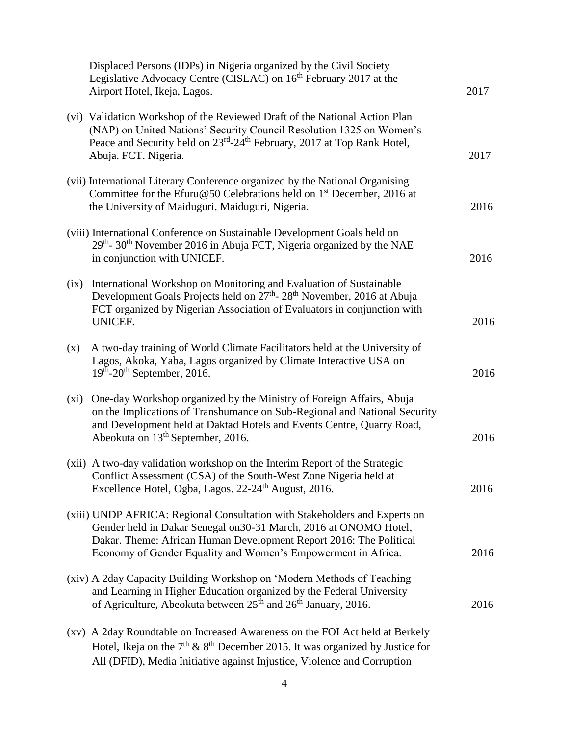Displaced Persons (IDPs) in Nigeria organized by the Civil Society Legislative Advocacy Centre (CISLAC) on 16th February 2017 at the Airport Hotel, Ikeja, Lagos. 2017

(vi) Validation Workshop of the Reviewed Draft of the National Action Plan (NAP) on United Nations' Security Council Resolution 1325 on Women's Peace and Security held on 23rd-24th February, 2017 at Top Rank Hotel, Abuja. FCT. Nigeria. 2017

(vii) International Literary Conference organized by the National Organising Committee for the Efuru@50 Celebrations held on 1st December, 2016 at the University of Maiduguri, Maiduguri, Nigeria. 2016

(viii) International Conference on Sustainable Development Goals held on 29th- 30th November 2016 in Abuja FCT, Nigeria organized by the NAE in conjunction with UNICEF. 2016

(ix) International Workshop on Monitoring and Evaluation of Sustainable Development Goals Projects held on 27th- 28th November, 2016 at Abuja FCT organized by Nigerian Association of Evaluators in conjunction with UNICEF. 2016

(x) A two-day training of World Climate Facilitators held at the University of Lagos, Akoka, Yaba, Lagos organized by Climate Interactive USA on 19th-20th September, 2016. 2016

(xi) One-day Workshop organized by the Ministry of Foreign Affairs, Abuja on the Implications of Transhumance on Sub-Regional and National Security and Development held at Daktad Hotels and Events Centre, Quarry Road, Abeokuta on 13th September, 2016. 2016

(xii) A two-day validation workshop on the Interim Report of the Strategic Conflict Assessment (CSA) of the South-West Zone Nigeria held at Excellence Hotel, Ogba, Lagos. 22-24th August, 2016. 2016

(xiii) UNDP AFRICA: Regional Consultation with Stakeholders and Experts on Gender held in Dakar Senegal on30-31 March, 2016 at ONOMO Hotel, Dakar. Theme: African Human Development Report 2016: The Political Economy of Gender Equality and Women's Empowerment in Africa. 2016

(xiv) A 2day Capacity Building Workshop on 'Modern Methods of Teaching and Learning in Higher Education organized by the Federal University of Agriculture, Abeokuta between 25th and 26th January, 2016. 2016

(xv) A 2day Roundtable on Increased Awareness on the FOI Act held at Berkely Hotel, Ikeja on the 7th & 8th December 2015. It was organized by Justice for All (DFID), Media Initiative against Injustice, Violence and Corruption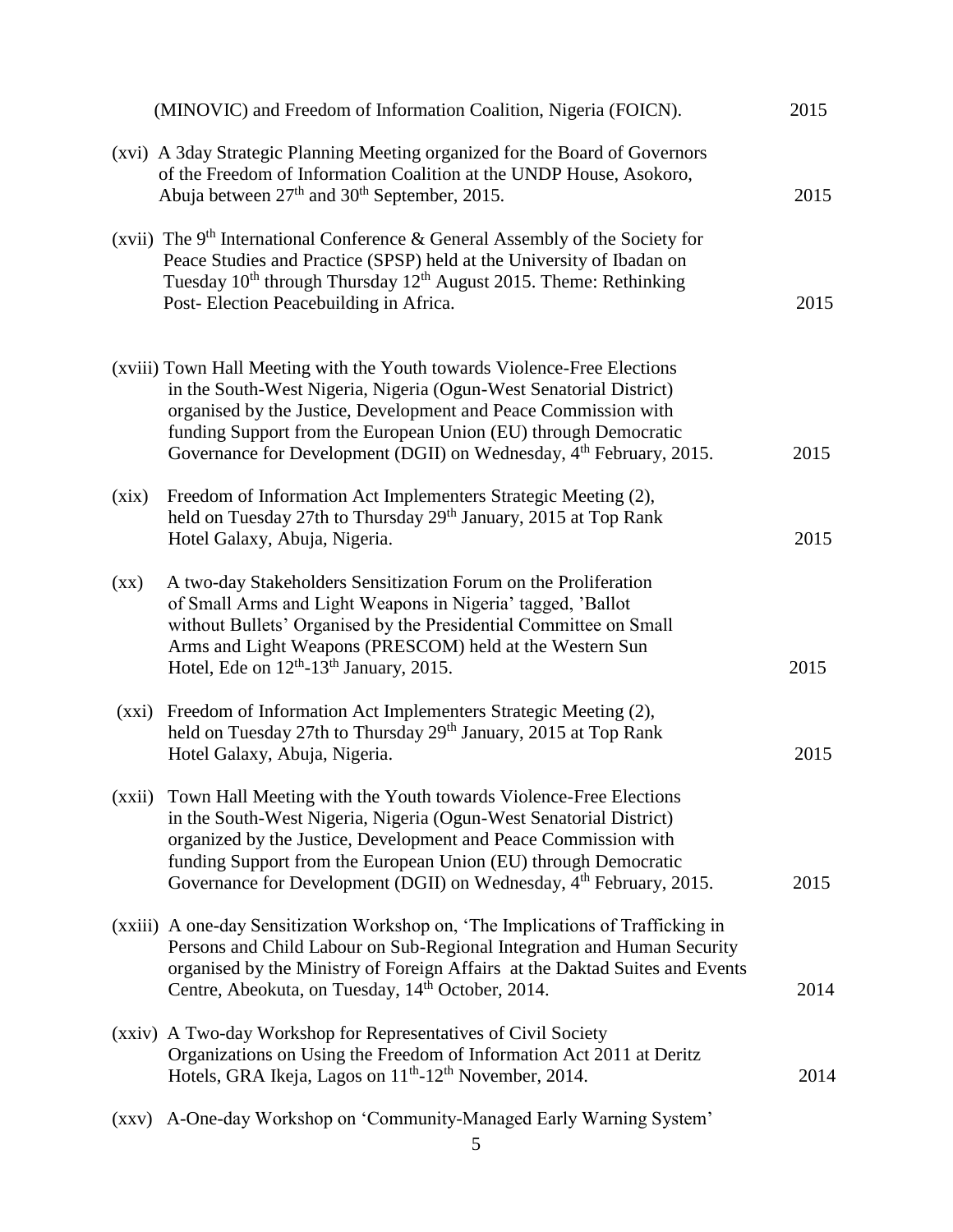(MINOVIC) and Freedom of Information Coalition, Nigeria (FOICN). 2015

(xvi) A 3day Strategic Planning Meeting organized for the Board of Governors of the Freedom of Information Coalition at the UNDP House, Asokoro, Abuja between 27th and 30th September, 2015. 2015

(xvii) The 9th International Conference & General Assembly of the Society for Peace Studies and Practice (SPSP) held at the University of Ibadan on Tuesday 10th through Thursday 12th August 2015. Theme: Rethinking Post- Election Peacebuilding in Africa. 2015

(xviii) Town Hall Meeting with the Youth towards Violence-Free Elections in the South-West Nigeria, Nigeria (Ogun-West Senatorial District) organised by the Justice, Development and Peace Commission with funding Support from the European Union (EU) through Democratic Governance for Development (DGII) on Wednesday, 4th February, 2015. 2015

(xix) Freedom of Information Act Implementers Strategic Meeting (2), held on Tuesday 27th to Thursday 29th January, 2015 at Top Rank Hotel Galaxy, Abuja, Nigeria. 2015

(xx) A two-day Stakeholders Sensitization Forum on the Proliferation of Small Arms and Light Weapons in Nigeria' tagged, 'Ballot without Bullets' Organised by the Presidential Committee on Small Arms and Light Weapons (PRESCOM) held at the Western Sun Hotel, Ede on 12th-13th January, 2015. 2015

(xxi) Freedom of Information Act Implementers Strategic Meeting (2), held on Tuesday 27th to Thursday 29th January, 2015 at Top Rank Hotel Galaxy, Abuja, Nigeria. 2015

(xxii) Town Hall Meeting with the Youth towards Violence-Free Elections in the South-West Nigeria, Nigeria (Ogun-West Senatorial District) organized by the Justice, Development and Peace Commission with funding Support from the European Union (EU) through Democratic Governance for Development (DGII) on Wednesday, 4th February, 2015. 2015

(xxiii) A one-day Sensitization Workshop on, 'The Implications of Trafficking in Persons and Child Labour on Sub-Regional Integration and Human Security organised by the Ministry of Foreign Affairs at the Daktad Suites and Events Centre, Abeokuta, on Tuesday, 14th October, 2014. 2014

(xxiv) A Two-day Workshop for Representatives of Civil Society Organizations on Using the Freedom of Information Act 2011 at Deritz Hotels, GRA Ikeja, Lagos on 11th-12th November, 2014. 2014

(xxv) A-One-day Workshop on 'Community-Managed Early Warning System'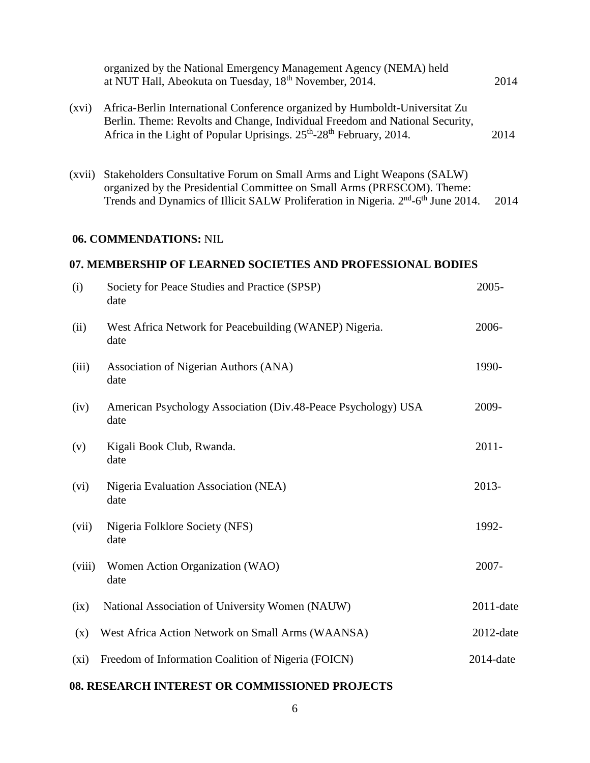organized by the National Emergency Management Agency (NEMA) held at NUT Hall, Abeokuta on Tuesday, 18th November, 2014. 2014

(xvi) Africa-Berlin International Conference organized by Humboldt-Universitat Zu Berlin. Theme: Revolts and Change, Individual Freedom and National Security, Africa in the Light of Popular Uprisings. 25th-28th February, 2014. 2014

(xvii) Stakeholders Consultative Forum on Small Arms and Light Weapons (SALW) organized by the Presidential Committee on Small Arms (PRESCOM). Theme: Trends and Dynamics of Illicit SALW Proliferation in Nigeria. 2nd-6th June 2014. 2014

## 06. COMMENDATIONS: NIL

## 07. MEMBERSHIP OF LEARNED SOCIETIES AND PROFESSIONAL BODIES

| | | |
|---|---|---|
| (i) | Society for Peace Studies and Practice (SPSP) | 2005-date |
| (ii) | West Africa Network for Peacebuilding (WANEP) Nigeria. | 2006-date |
| (iii) | Association of Nigerian Authors (ANA) | 1990-date |
| (iv) | American Psychology Association (Div.48-Peace Psychology) USA | 2009-date |
| (v) | Kigali Book Club, Rwanda. | 2011-date |
| (vi) | Nigeria Evaluation Association (NEA) | 2013-date |
| (vii) | Nigeria Folklore Society (NFS) | 1992-date |
| (viii) | Women Action Organization (WAO) | 2007-date |
| (ix) | National Association of University Women (NAUW) | 2011-date |
| (x) | West Africa Action Network on Small Arms (WAANSA) | 2012-date |
| (xi) | Freedom of Information Coalition of Nigeria (FOICN) | 2014-date |

## 08. RESEARCH INTEREST OR COMMISSIONED PROJECTS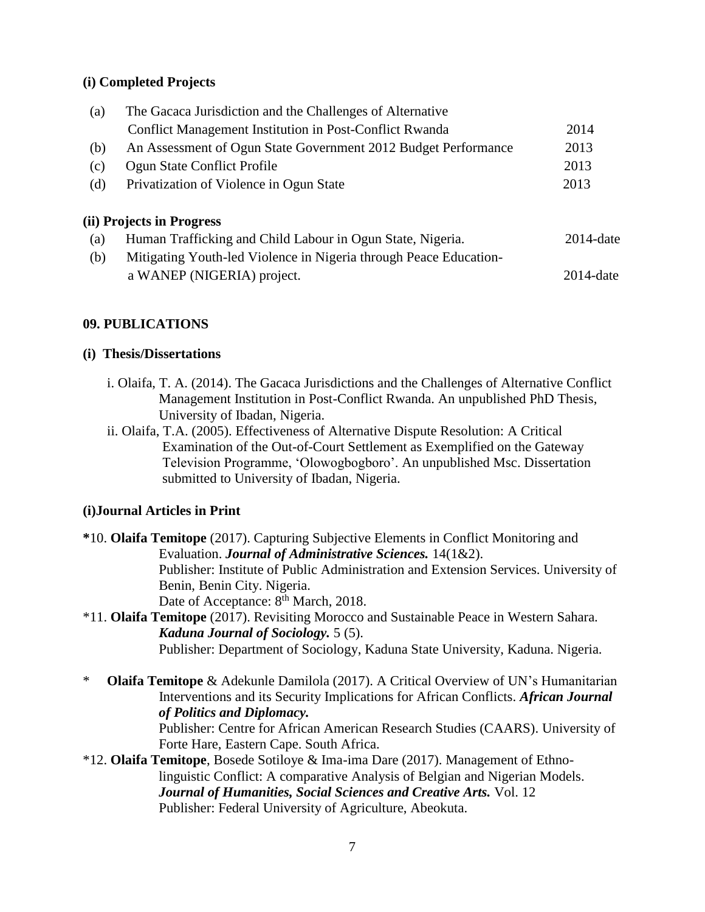**(i) Completed Projects**

| | | |
|---|---|---|
| (a) | The Gacaca Jurisdiction and the Challenges of Alternative Conflict Management Institution in Post-Conflict Rwanda | 2014 |
| (b) | An Assessment of Ogun State Government 2012 Budget Performance | 2013 |
| (c) | Ogun State Conflict Profile | 2013 |
| (d) | Privatization of Violence in Ogun State | 2013 |

**(ii) Projects in Progress**

| | | |
|---|---|---|
| (a) | Human Trafficking and Child Labour in Ogun State, Nigeria. | 2014-date |
| (b) | Mitigating Youth-led Violence in Nigeria through Peace Education- a WANEP (NIGERIA) project. | 2014-date |

**09. PUBLICATIONS**

**(i) Thesis/Dissertations**

i. Olaifa, T. A. (2014). The Gacaca Jurisdictions and the Challenges of Alternative Conflict Management Institution in Post-Conflict Rwanda. An unpublished PhD Thesis, University of Ibadan, Nigeria.

ii. Olaifa, T.A. (2005). Effectiveness of Alternative Dispute Resolution: A Critical Examination of the Out-of-Court Settlement as Exemplified on the Gateway Television Programme, 'Olowogbogboro'. An unpublished Msc. Dissertation submitted to University of Ibadan, Nigeria.

**(i)Journal Articles in Print**

**\***10. **Olaifa Temitope** (2017). Capturing Subjective Elements in Conflict Monitoring and Evaluation. ***Journal of Administrative Sciences.*** 14(1&2).
Publisher: Institute of Public Administration and Extension Services. University of Benin, Benin City. Nigeria.
Date of Acceptance: 8th March, 2018.

\*11. **Olaifa Temitope** (2017). Revisiting Morocco and Sustainable Peace in Western Sahara. ***Kaduna Journal of Sociology.*** 5 (5).
Publisher: Department of Sociology, Kaduna State University, Kaduna. Nigeria.

\* **Olaifa Temitope** & Adekunle Damilola (2017). A Critical Overview of UN's Humanitarian Interventions and its Security Implications for African Conflicts. ***African Journal of Politics and Diplomacy.***
Publisher: Centre for African American Research Studies (CAARS). University of Forte Hare, Eastern Cape. South Africa.

\*12. **Olaifa Temitope**, Bosede Sotiloye & Ima-ima Dare (2017). Management of Ethno-linguistic Conflict: A comparative Analysis of Belgian and Nigerian Models. ***Journal of Humanities, Social Sciences and Creative Arts.*** Vol. 12
Publisher: Federal University of Agriculture, Abeokuta.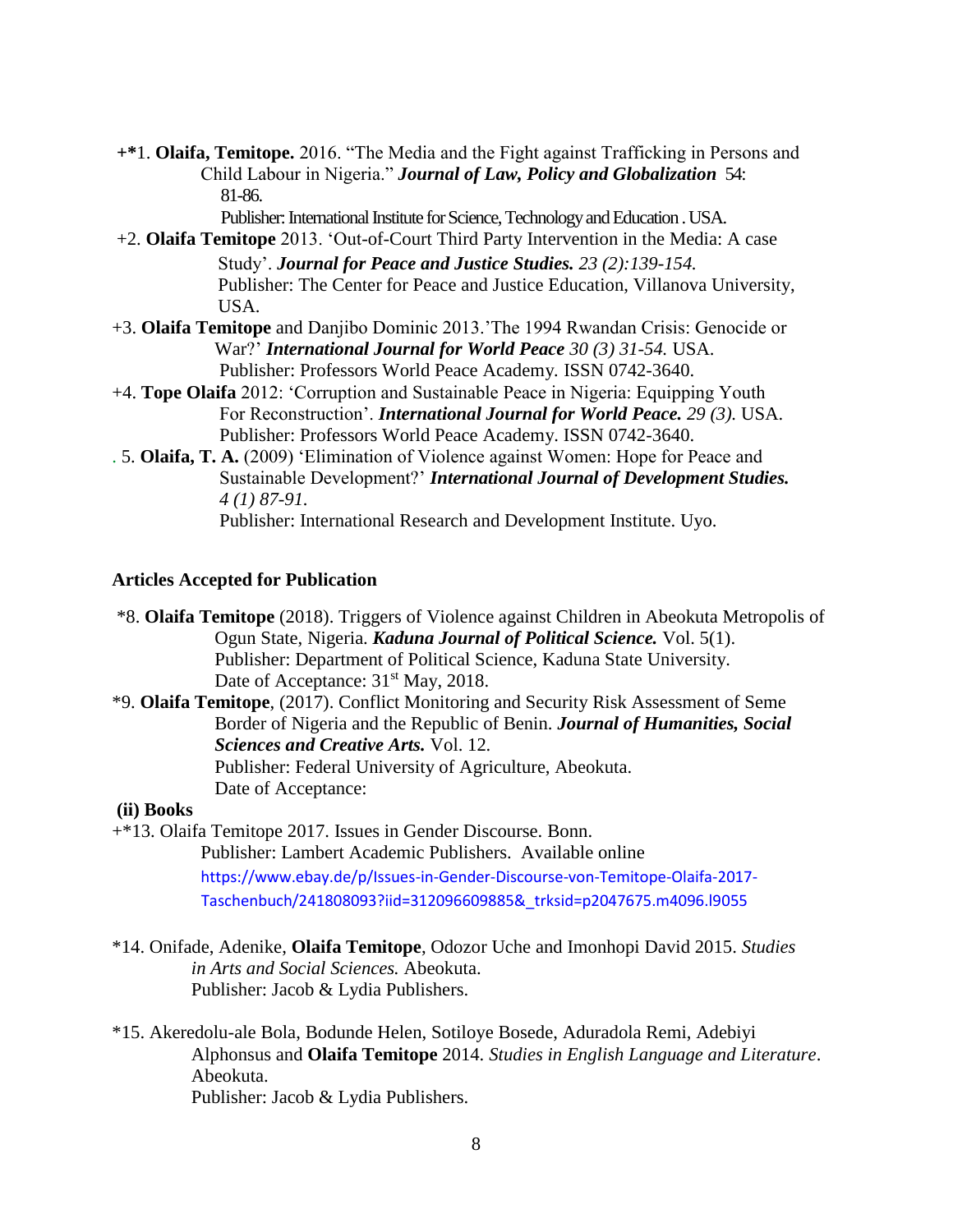+*1. **Olaifa, Temitope.** 2016. "The Media and the Fight against Trafficking in Persons and Child Labour in Nigeria." ***Journal of Law, Policy and Globalization*** 54: 81-86.
Publisher: International Institute for Science, Technology and Education . USA.

+2. **Olaifa Temitope** 2013. 'Out-of-Court Third Party Intervention in the Media: A case Study'. ***Journal for Peace and Justice Studies.*** *23 (2):139-154.*
Publisher: The Center for Peace and Justice Education, Villanova University, USA.

+3. **Olaifa Temitope** and Danjibo Dominic 2013.'The 1994 Rwandan Crisis: Genocide or War?' ***International Journal for World Peace*** *30 (3) 31-54.* USA.
Publisher: Professors World Peace Academy. ISSN 0742-3640.

+4. **Tope Olaifa** 2012: 'Corruption and Sustainable Peace in Nigeria: Equipping Youth For Reconstruction'. ***International Journal for World Peace.*** *29 (3).* USA.
Publisher: Professors World Peace Academy. ISSN 0742-3640.

. 5. **Olaifa, T. A.** (2009) 'Elimination of Violence against Women: Hope for Peace and Sustainable Development?' ***International Journal of Development Studies.*** *4 (1) 87-91.*
Publisher: International Research and Development Institute. Uyo.

**Articles Accepted for Publication**

*8. **Olaifa Temitope** (2018). Triggers of Violence against Children in Abeokuta Metropolis of Ogun State, Nigeria. ***Kaduna Journal of Political Science.*** Vol. 5(1).
Publisher: Department of Political Science, Kaduna State University.
Date of Acceptance: 31st May, 2018.

*9. **Olaifa Temitope**, (2017). Conflict Monitoring and Security Risk Assessment of Seme Border of Nigeria and the Republic of Benin. ***Journal of Humanities, Social Sciences and Creative Arts.*** Vol. 12.
Publisher: Federal University of Agriculture, Abeokuta.
Date of Acceptance:

**(ii) Books**

+*13. Olaifa Temitope 2017. Issues in Gender Discourse. Bonn.
Publisher: Lambert Academic Publishers. Available online
https://www.ebay.de/p/Issues-in-Gender-Discourse-von-Temitope-Olaifa-2017-Taschenbuch/241808093?iid=312096609885&_trksid=p2047675.m4096.l9055

*14. Onifade, Adenike, **Olaifa Temitope**, Odozor Uche and Imonhopi David 2015. *Studies in Arts and Social Sciences.* Abeokuta.
Publisher: Jacob & Lydia Publishers.

*15. Akeredolu-ale Bola, Bodunde Helen, Sotiloye Bosede, Aduradola Remi, Adebiyi Alphonsus and **Olaifa Temitope** 2014. *Studies in English Language and Literature*. Abeokuta.
Publisher: Jacob & Lydia Publishers.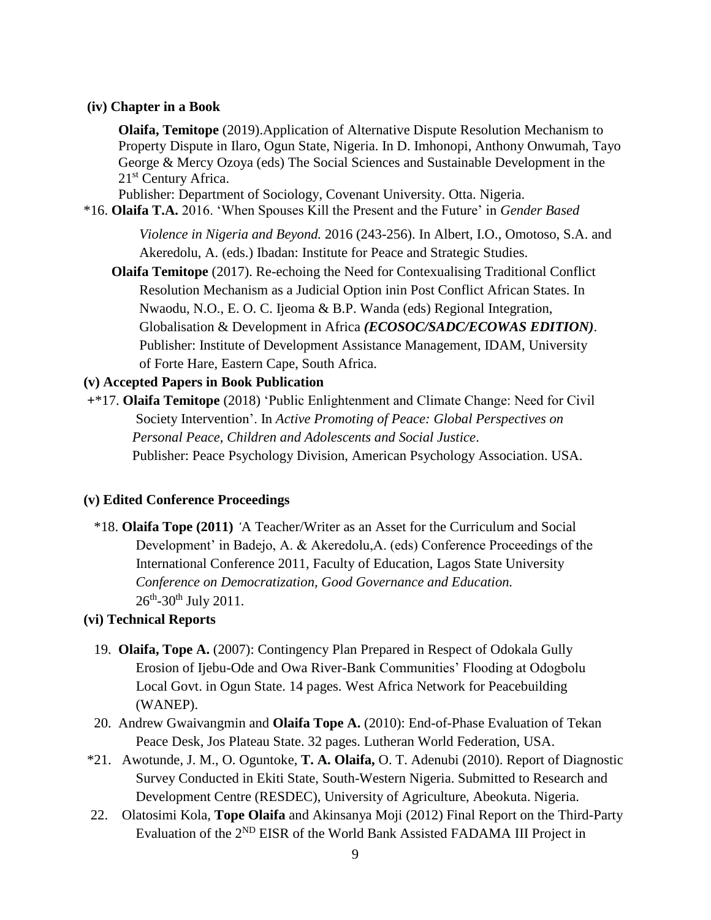**(iv) Chapter in a Book**

**Olaifa, Temitope** (2019).Application of Alternative Dispute Resolution Mechanism to Property Dispute in Ilaro, Ogun State, Nigeria. In D. Imhonopi, Anthony Onwumah, Tayo George & Mercy Ozoya (eds) The Social Sciences and Sustainable Development in the 21st Century Africa.
Publisher: Department of Sociology, Covenant University. Otta. Nigeria.

*16. **Olaifa T.A.** 2016. 'When Spouses Kill the Present and the Future' in *Gender Based Violence in Nigeria and Beyond.* 2016 (243-256). In Albert, I.O., Omotoso, S.A. and Akeredolu, A. (eds.) Ibadan: Institute for Peace and Strategic Studies.

**Olaifa Temitope** (2017). Re-echoing the Need for Contexualising Traditional Conflict Resolution Mechanism as a Judicial Option inin Post Conflict African States. In Nwaodu, N.O., E. O. C. Ijeoma & B.P. Wanda (eds) Regional Integration, Globalisation & Development in Africa ***(ECOSOC/SADC/ECOWAS EDITION)***. Publisher: Institute of Development Assistance Management, IDAM, University of Forte Hare, Eastern Cape, South Africa.

**(v) Accepted Papers in Book Publication**

+*17. **Olaifa Temitope** (2018) 'Public Enlightenment and Climate Change: Need for Civil Society Intervention'. In *Active Promoting of Peace: Global Perspectives on Personal Peace, Children and Adolescents and Social Justice*.
Publisher: Peace Psychology Division, American Psychology Association. USA.

**(v) Edited Conference Proceedings**

*18. **Olaifa Tope (2011)** 'A Teacher/Writer as an Asset for the Curriculum and Social Development' in Badejo, A. & Akeredolu,A. (eds) Conference Proceedings of the International Conference 2011, Faculty of Education, Lagos State University *Conference on Democratization, Good Governance and Education.* 26th-30th July 2011.

**(vi) Technical Reports**

19. **Olaifa, Tope A.** (2007): Contingency Plan Prepared in Respect of Odokala Gully Erosion of Ijebu-Ode and Owa River-Bank Communities' Flooding at Odogbolu Local Govt. in Ogun State. 14 pages. West Africa Network for Peacebuilding (WANEP).

20. Andrew Gwaivangmin and **Olaifa Tope A.** (2010): End-of-Phase Evaluation of Tekan Peace Desk, Jos Plateau State. 32 pages. Lutheran World Federation, USA.

*21. Awotunde, J. M., O. Oguntoke, **T. A. Olaifa,** O. T. Adenubi (2010). Report of Diagnostic Survey Conducted in Ekiti State, South-Western Nigeria. Submitted to Research and Development Centre (RESDEC), University of Agriculture, Abeokuta. Nigeria.

22. Olatosimi Kola, **Tope Olaifa** and Akinsanya Moji (2012) Final Report on the Third-Party Evaluation of the 2ND EISR of the World Bank Assisted FADAMA III Project in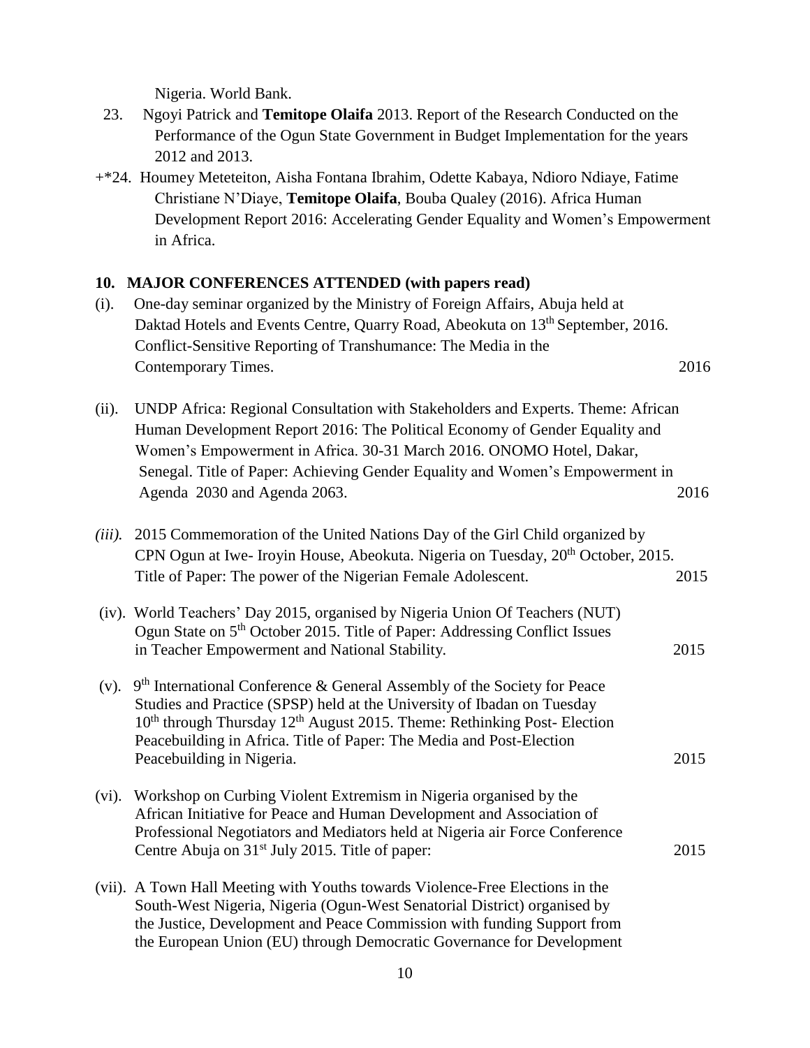Nigeria. World Bank.

23. Ngoyi Patrick and **Temitope Olaifa** 2013. Report of the Research Conducted on the Performance of the Ogun State Government in Budget Implementation for the years 2012 and 2013.

+*24. Houmey Meteteiton, Aisha Fontana Ibrahim, Odette Kabaya, Ndioro Ndiaye, Fatime Christiane N'Diaye, **Temitope Olaifa**, Bouba Qualey (2016). Africa Human Development Report 2016: Accelerating Gender Equality and Women's Empowerment in Africa.

## 10. MAJOR CONFERENCES ATTENDED (with papers read)

(i). One-day seminar organized by the Ministry of Foreign Affairs, Abuja held at Daktad Hotels and Events Centre, Quarry Road, Abeokuta on 13th September, 2016. Conflict-Sensitive Reporting of Transhumance: The Media in the Contemporary Times. 2016

(ii). UNDP Africa: Regional Consultation with Stakeholders and Experts. Theme: African Human Development Report 2016: The Political Economy of Gender Equality and Women's Empowerment in Africa. 30-31 March 2016. ONOMO Hotel, Dakar, Senegal. Title of Paper: Achieving Gender Equality and Women's Empowerment in Agenda 2030 and Agenda 2063. 2016

*(iii).* 2015 Commemoration of the United Nations Day of the Girl Child organized by CPN Ogun at Iwe- Iroyin House, Abeokuta. Nigeria on Tuesday, 20th October, 2015. Title of Paper: The power of the Nigerian Female Adolescent. 2015

(iv). World Teachers' Day 2015, organised by Nigeria Union Of Teachers (NUT) Ogun State on 5th October 2015. Title of Paper: Addressing Conflict Issues in Teacher Empowerment and National Stability. 2015

(v). 9th International Conference & General Assembly of the Society for Peace Studies and Practice (SPSP) held at the University of Ibadan on Tuesday 10th through Thursday 12th August 2015. Theme: Rethinking Post- Election Peacebuilding in Africa. Title of Paper: The Media and Post-Election Peacebuilding in Nigeria. 2015

(vi). Workshop on Curbing Violent Extremism in Nigeria organised by the African Initiative for Peace and Human Development and Association of Professional Negotiators and Mediators held at Nigeria air Force Conference Centre Abuja on 31st July 2015. Title of paper: 2015

(vii). A Town Hall Meeting with Youths towards Violence-Free Elections in the South-West Nigeria, Nigeria (Ogun-West Senatorial District) organised by the Justice, Development and Peace Commission with funding Support from the European Union (EU) through Democratic Governance for Development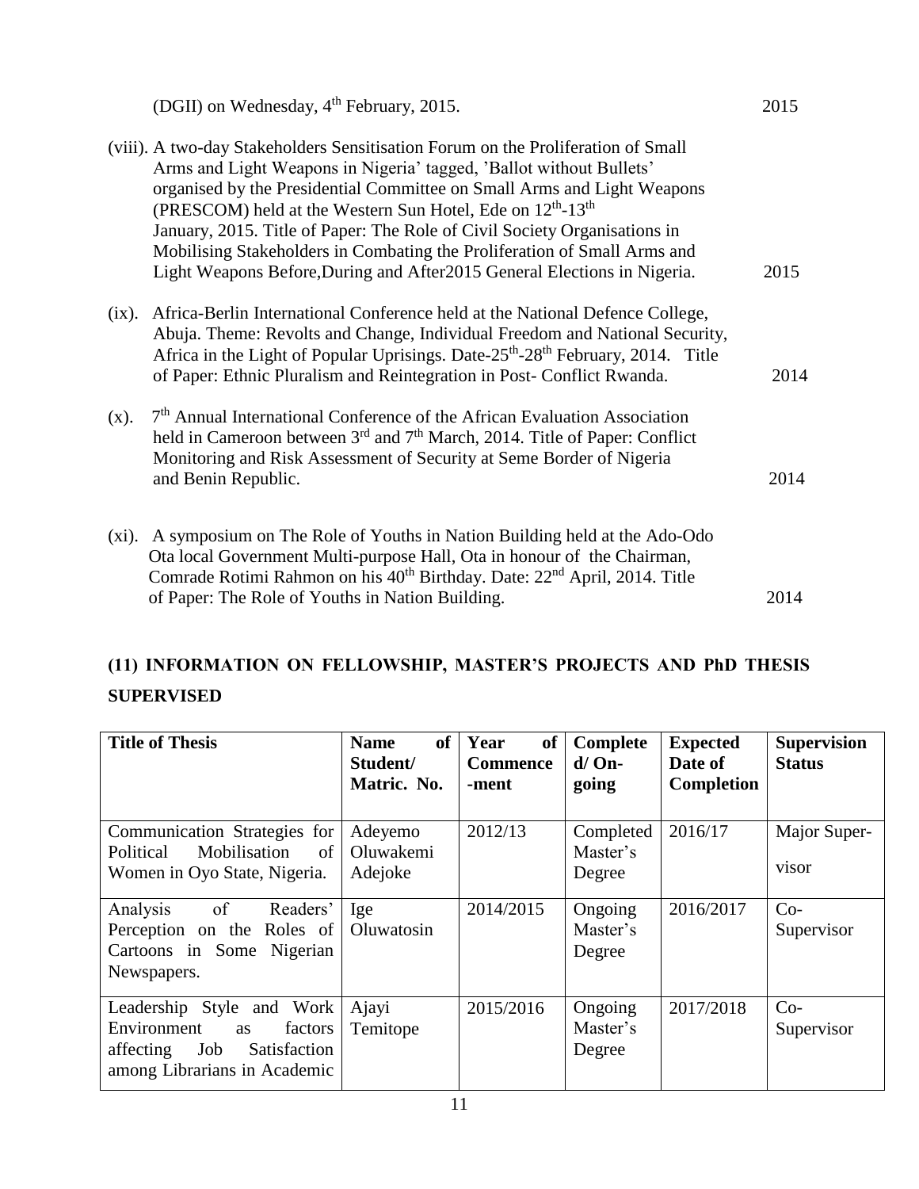(DGII) on Wednesday, 4th February, 2015. 2015

(viii). A two-day Stakeholders Sensitisation Forum on the Proliferation of Small Arms and Light Weapons in Nigeria' tagged, 'Ballot without Bullets' organised by the Presidential Committee on Small Arms and Light Weapons (PRESCOM) held at the Western Sun Hotel, Ede on 12th-13th January, 2015. Title of Paper: The Role of Civil Society Organisations in Mobilising Stakeholders in Combating the Proliferation of Small Arms and Light Weapons Before,During and After2015 General Elections in Nigeria. 2015

(ix). Africa-Berlin International Conference held at the National Defence College, Abuja. Theme: Revolts and Change, Individual Freedom and National Security, Africa in the Light of Popular Uprisings. Date-25th-28th February, 2014. Title of Paper: Ethnic Pluralism and Reintegration in Post- Conflict Rwanda. 2014

(x). 7th Annual International Conference of the African Evaluation Association held in Cameroon between 3rd and 7th March, 2014. Title of Paper: Conflict Monitoring and Risk Assessment of Security at Seme Border of Nigeria and Benin Republic. 2014

(xi). A symposium on The Role of Youths in Nation Building held at the Ado-Odo Ota local Government Multi-purpose Hall, Ota in honour of the Chairman, Comrade Rotimi Rahmon on his 40th Birthday. Date: 22nd April, 2014. Title of Paper: The Role of Youths in Nation Building. 2014

## (11) INFORMATION ON FELLOWSHIP, MASTER'S PROJECTS AND PhD THESIS SUPERVISED

| Title of Thesis | Name of Student/ Matric. No. | Year of Commence -ment | Complete d/ On-going | Expected Date of Completion | Supervision Status |
|---|---|---|---|---|---|
| Communication Strategies for Political Mobilisation of Women in Oyo State, Nigeria. | Adeyemo Oluwakemi Adejoke | 2012/13 | Completed Master's Degree | 2016/17 | Major Super-visor |
| Analysis of Readers' Perception on the Roles of Cartoons in Some Nigerian Newspapers. | Ige Oluwatosin | 2014/2015 | Ongoing Master's Degree | 2016/2017 | Co-Supervisor |
| Leadership Style and Work Environment as factors affecting Job Satisfaction among Librarians in Academic | Ajayi Temitope | 2015/2016 | Ongoing Master's Degree | 2017/2018 | Co-Supervisor |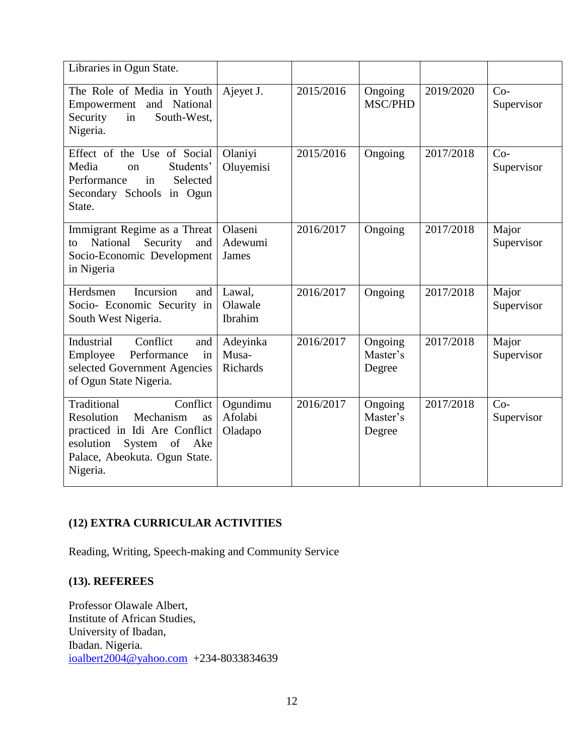| | | | | | |
|---|---|---|---|---|---|
| Libraries in Ogun State. | | | | | |
| The Role of Media in Youth Empowerment and National Security in South-West, Nigeria. | Ajeyet J. | 2015/2016 | Ongoing MSC/PHD | 2019/2020 | Co-Supervisor |
| Effect of the Use of Social Media on Students' Performance in Selected Secondary Schools in Ogun State. | Olaniyi Oluyemisi | 2015/2016 | Ongoing | 2017/2018 | Co-Supervisor |
| Immigrant Regime as a Threat to National Security and Socio-Economic Development in Nigeria | Olaseni Adewumi James | 2016/2017 | Ongoing | 2017/2018 | Major Supervisor |
| Herdsmen Incursion and Socio- Economic Security in South West Nigeria. | Lawal, Olawale Ibrahim | 2016/2017 | Ongoing | 2017/2018 | Major Supervisor |
| Industrial Conflict and Employee Performance in selected Government Agencies of Ogun State Nigeria. | Adeyinka Musa-Richards | 2016/2017 | Ongoing Master's Degree | 2017/2018 | Major Supervisor |
| Traditional Conflict Resolution Mechanism as practiced in Idi Are Conflict esolution System of Ake Palace, Abeokuta. Ogun State. Nigeria. | Ogundimu Afolabi Oladapo | 2016/2017 | Ongoing Master's Degree | 2017/2018 | Co-Supervisor |

**(12) EXTRA CURRICULAR ACTIVITIES**

Reading, Writing, Speech-making and Community Service

**(13). REFEREES**

Professor Olawale Albert,
Institute of African Studies,
University of Ibadan,
Ibadan. Nigeria.
ioalbert2004@yahoo.com +234-8033834639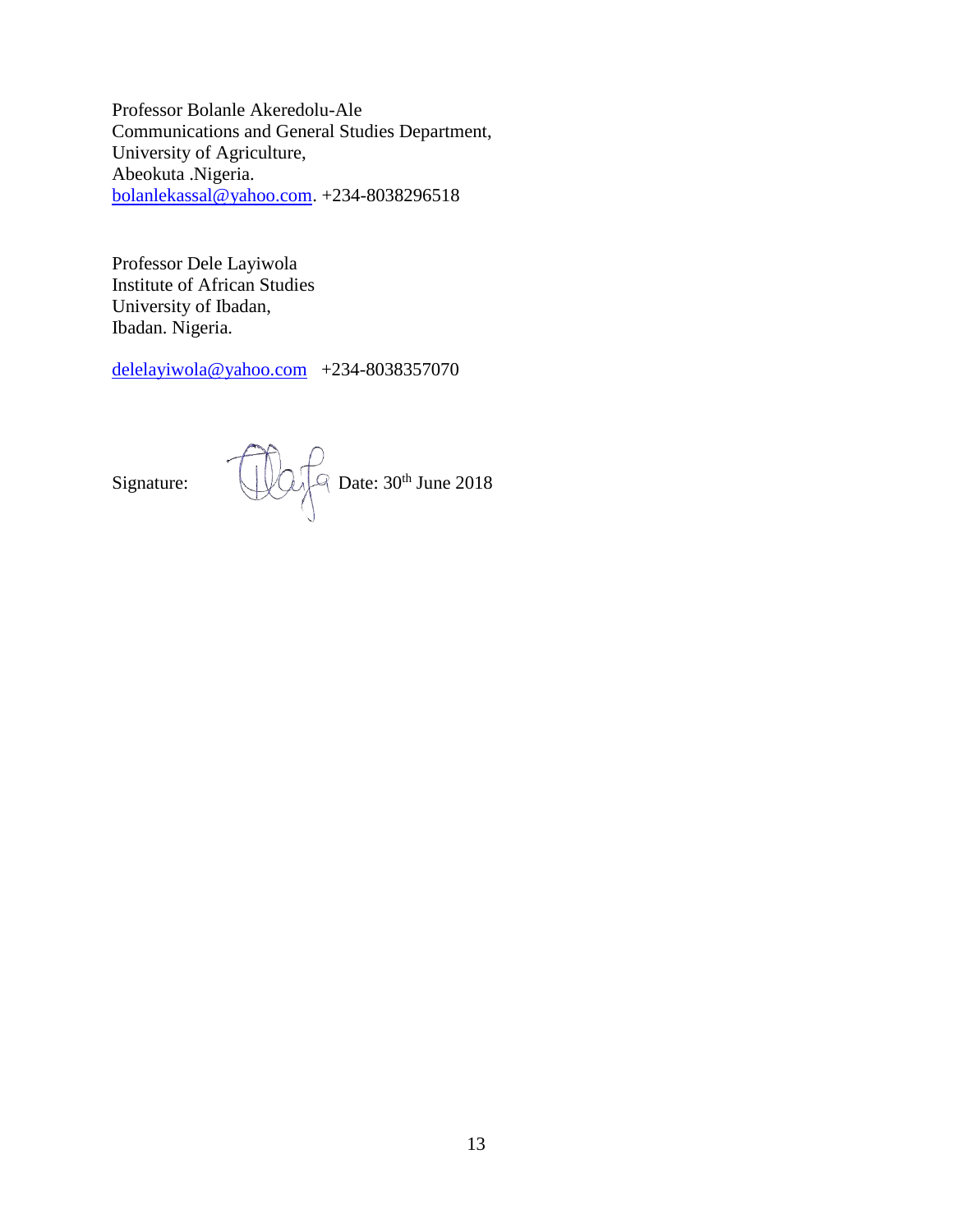Professor Bolanle Akeredolu-Ale
Communications and General Studies Department,
University of Agriculture,
Abeokuta .Nigeria.
bolanlekassal@yahoo.com. +234-8038296518

Professor Dele Layiwola
Institute of African Studies
University of Ibadan,
Ibadan. Nigeria.

delelayiwola@yahoo.com +234-8038357070

Signature: Date: 30th June 2018